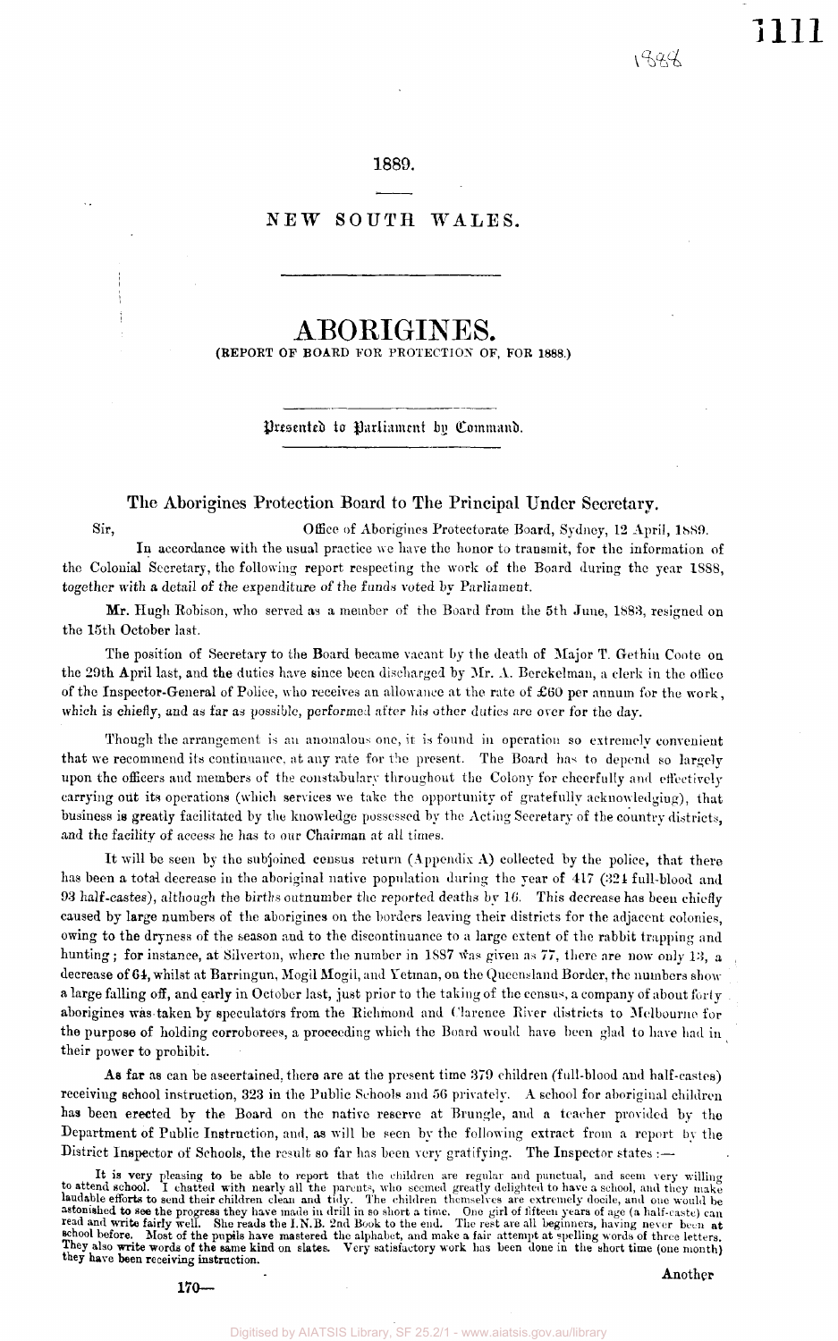1889.

NEW SOUTH WALES.

# ABORIGINES.

**(REPORT OF BOARD FOR PROTECTION OF, FOR 1888.)**

*Presented to Parliament by Command.*

## The Aborigines Protection Board to The Principal Under Secretary.

Sir, Office of Aborigines Protectorate Board, Sydney, 12 April, 1889.

In accordance with the usual practice we have the honor to transmit, for the information of the Colonial Secretary, the following report respecting the work of the Board during the year 1888, together with a detail of the expenditure of the funds voted by Parliament.

Mr. Hugh Robison, who served as a member of the Board from the 5th June, 1883, resigned on the 15th October last.

The position of Secretary to the Board became vacant by the death of Major T. Gethin Coote on the 29th April last, and the duties have since been discharged by Mr. A. Berckelman, a clerk in the office of the Inspector-General of Police, who receives an allowance at the rate of £60 per annum for the work, which is chiefly, and as far as possible, performed after his other duties are over for the day.

Though the arrangement is an anomalous one, it is found in operation so extremely convenient that we recommend its continuance, at any rate for the present. The Board has to depend so largely upon the officers and members of the constabulary throughout the Colony for cheerfully and effectively carrying out its operations (which services we take the opportunity of gratefully acknowledging), that business is greatly facilitated by the knowledge possessed by the Acting Secretary of the country districts, and the facility of access he has to our Chairman at all times.

It will be seen by the subjoined census return (Appendix A) collected by the police, that there has been a total decrease in the aboriginal native population during the year of 417 (324 full-blood and 93 half-castes), although the births outnumber the reported deaths by 16. This decrease has been chiefly caused by large numbers of the aborigines on the borders leaving their districts for the adjacent colonies, owing to the dryness of the season and to the discontinuance to a large extent of the rabbit trapping and hunting; for instance, at Silverton, where the number in 1887 was given as 77, there are now only 13, a decrease of 64, whilst at Barringun, Mogil Mogil, and Yetman, on the Queensland Border, the numbers show a large falling off, and early in October last, just prior to the taking of the census, a company of about forty aborigines was taken by speculators from the Richmond and Clarence River districts to Melbourne for the purpose of holding corroborees, a proceeding which the Board would have been glad to have had in their power to prohibit.

As far as can be ascertained, there are at the present time 379 children (full-blood and half-castes) receiving school instruction, 323 in the Public Schools and 56 privately. A school for aboriginal children has been erected by the Board on the native reserve at Brungle, and a teacher provided by the Department of Public Instruction, and, as will be seen by the following extract from a report by the District Inspector of Schools, the result so far has been very gratifying. The Inspector states:—

> It is very pleasing to be able to report that the children are regular and punctual, and seem very willing to attend school. I chatted with nearly all the parents, who seemed greatly delighted to have a school, and they make laudable efforts to send their children clean and tidy. The children themselves are extremely docile, and one would be astonished to see the progress they have made in drill in so short a time. One girl of fifteen years of age (a half-caste) can read and write fairly well. She reads the I.N.B. 2nd Book to the end. The rest are all beginners, having never been at school before. Most of the pupils have mastered the alphabet, and make a fair attempt at spelling words of three letters. They also write words of the same kind on slates. Very satisfactory work has been done in the short time (one month) they have been receiving instruction.

Another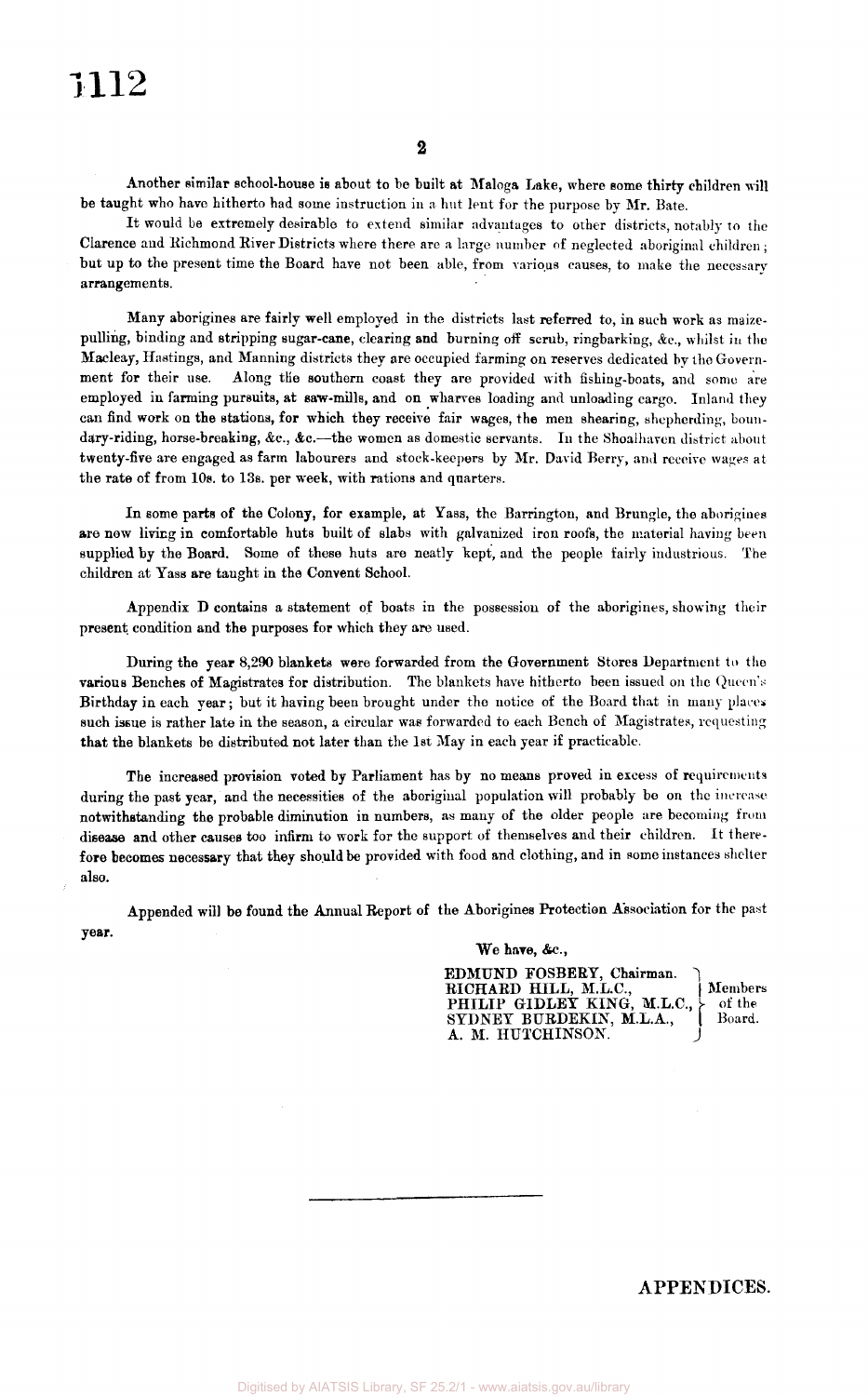Another similar school-house is about to be built at Maloga Lake, where some thirty children will be taught who have hitherto had some instruction in a hut lent for the purpose by Mr. Bate.

It would be extremely desirable to extend similar advantages to other districts, notably to the Clarence and Richmond River Districts where there are a large number of neglected aboriginal children; but up to the present time the Board have not been able, from various causes, to make the necessary arrangements.

Many aborigines are fairly well employed in the districts last referred to, in such work as maize-pulling, binding and stripping sugar-cane, clearing and burning off scrub, ringbarking, &c., whilst in the Macleay, Hastings, and Manning districts they are occupied farming on reserves dedicated by the Government for their use. Along the southern coast they are provided with fishing-boats, and some are employed in farming pursuits, at saw-mills, and on wharves loading and unloading cargo. Inland they can find work on the stations, for which they receive fair wages, the men shearing, shepherding, boundary-riding, horse-breaking, &c., &c.—the women as domestic servants. In the Shoalhaven district about twenty-five are engaged as farm labourers and stock-keepers by Mr. David Berry, and receive wages at the rate of from 10s. to 13s. per week, with rations and quarters.

In some parts of the Colony, for example, at Yass, the Barrington, and Brungle, the aborigines are now living in comfortable huts built of slabs with galvanized iron roofs, the material having been supplied by the Board. Some of these huts are neatly kept, and the people fairly industrious. The children at Yass are taught in the Convent School.

Appendix D contains a statement of boats in the possession of the aborigines, showing their present condition and the purposes for which they are used.

During the year 8,290 blankets were forwarded from the Government Stores Department to the various Benches of Magistrates for distribution. The blankets have hitherto been issued on the Queen's Birthday in each year; but it having been brought under the notice of the Board that in many places such issue is rather late in the season, a circular was forwarded to each Bench of Magistrates, requesting that the blankets be distributed not later than the 1st May in each year if practicable.

The increased provision voted by Parliament has by no means proved in excess of requirements during the past year, and the necessities of the aboriginal population will probably be on the increase notwithstanding the probable diminution in numbers, as many of the older people are becoming from disease and other causes too infirm to work for the support of themselves and their children. It therefore becomes necessary that they should be provided with food and clothing, and in some instances shelter also.

Appended will be found the Annual Report of the Aborigines Protection Association for the past year.

We have, &c.,

EDMUND FOSBERY, Chairman.
RICHARD HILL, M.L.C.,
PHILIP GIDLEY KING, M.L.C.,
SYDNEY BURDEKIN, M.L.A.,
A. M. HUTCHINSON.
} Members of the Board.

---

## APPENDICES.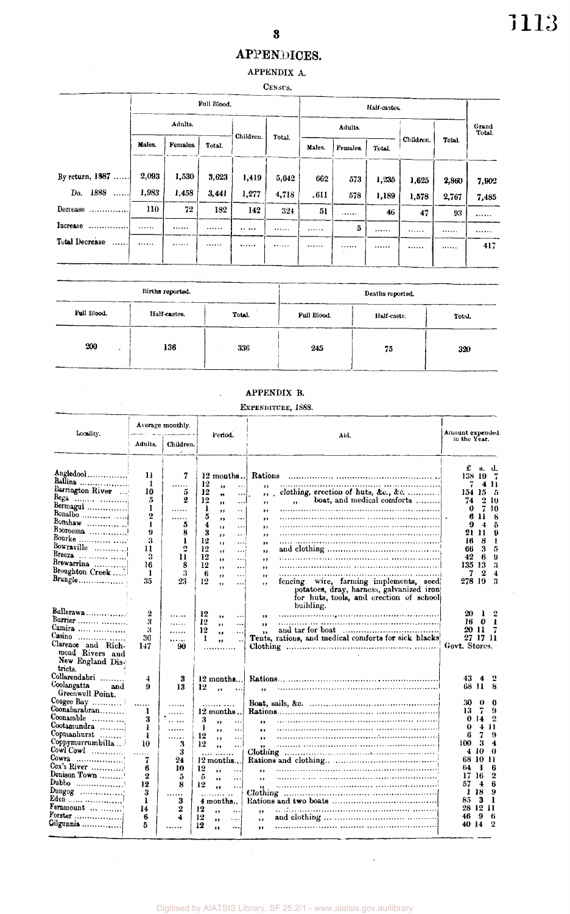# APPENDICES.

## APPENDIX A.

### CENSUS.

| | Full Blood. | | | | | Half-castes. | | | | | Grand Total. |
|---|---|---|---|---|---|---|---|---|---|---|---|
| | Adults. | | | Children. | Total. | Adults. | | | Children. | Total. | |
| | Males. | Females. | Total. | | | Males. | Females. | Total. | | | |
| By return, 1887 | 2,093 | 1,530 | 3,623 | 1,419 | 5,042 | 662 | 573 | 1,235 | 1,625 | 2,860 | 7,902 |
| Do. 1888 | 1,983 | 1,458 | 3,441 | 1,277 | 4,718 | 611 | 578 | 1,189 | 1,578 | 2,767 | 7,485 |
| Decrease | 110 | 72 | 182 | 142 | 324 | 51 | ...... | 46 | 47 | 93 | ...... |
| Increase | ...... | ...... | ...... | ...... | ...... | ...... | 5 | ...... | ...... | ...... | ...... |
| Total Decrease | ...... | ...... | ...... | ...... | ...... | ...... | ...... | ...... | ...... | ...... | 417 |

| Births reported. | | | Deaths reported. | | |
|---|---|---|---|---|---|
| Full Blood. | Half-castes. | Total. | Full Blood. | Half-caste. | Total. |
| 200 | 136 | 336 | 245 | 75 | 320 |

## APPENDIX B.

### EXPENDITURE, 1888.

| Locality. | Average monthly. Adults. | Average monthly. Children. | Period. | Aid. | Amount expended in the Year. £ s. d. |
|---|---|---|---|---|---|
| Angledool | 11 | 7 | 12 months | Rations | 138 19 7 |
| Ballina | 1 | ...... | 12 " | " | 7 4 11 |
| Barrington River | 10 | 5 | 12 " | " clothing, erection of huts, &c., &c. | 154 15 5 |
| Bega | 5 | 2 | 12 " | " " boat, and medical comforts | 74 2 10 |
| Bermagui | 1 | ...... | 1 " | " | 0 7 10 |
| Bonalbo | 2 | ...... | 5 " | " | 6 11 8 |
| Bonshaw | 1 | 5 | 4 " | " | 9 4 5 |
| Booroowa | 9 | 8 | 3 " | " | 21 11 9 |
| Bourke | 3 | 1 | 12 " | " | 16 8 1 |
| Bowraville | 11 | 2 | 12 " | " and clothing | 66 3 5 |
| Breeza | 3 | 11 | 12 " | " | 42 6 9 |
| Brewarrina | 16 | 8 | 12 " | " | 135 13 3 |
| Broughton Creek | 1 | 3 | 6 " | " | 7 2 4 |
| Brungle | 35 | 23 | 12 " | " fencing wire, farming implements, seed potatoes, dray, harness, galvanized iron for huts, tools, and erection of school building. | 278 19 3 |
| Bullerawa | 2 | ...... | 12 " | " | 20 1 2 |
| Burrier | 3 | ...... | 12 " | " | 16 0 1 |
| Camira | 3 | ...... | 12 " | " and tar for boat | 20 11 7 |
| Casino | 36 | ...... | 1 " | Tents, rations, and medical comforts for sick blacks | 27 17 11 |
| Clarence and Richmond Rivers and New England Districts. | 147 | 90 | ........... | Clothing | Govt. Stores. |
| Collarendabri | 4 | 3 | 12 months | Rations | 43 4 2 |
| Coolangatta and Greenwell Point. | 9 | 13 | 12 " | " | 68 11 8 |
| Coogee Bay | ...... | ...... | ........... | Boat, sails, &c. | 30 0 0 |
| Coonabarabran | 1 | ...... | 12 months | Rations | 13 7 9 |
| Coonamble | 3 | ...... | 3 " | " | 0 14 2 |
| Cootamundra | 1 | ...... | 1 " | " | 0 4 11 |
| Copmanhurst | 1 | ...... | 12 " | " | 6 7 9 |
| Coppymurrumbilla | 10 | 3 | 12 " | " | 100 3 4 |
| Cowl Cowl | ...... | 3 | ........... | Clothing | 4 10 0 |
| Cowra | 7 | 24 | 12 months | Rations and clothing | 68 10 11 |
| Cox's River | 6 | 10 | 12 " | " | 64 1 6 |
| Denison Town | 2 | 5 | 5 " | " | 17 16 2 |
| Dubbo | 12 | 8 | 12 " | " | 57 4 6 |
| Dungog | 3 | ...... | ........... | Clothing | 1 18 9 |
| Eden | 1 | 3 | 4 months | Rations and two boats | 85 3 1 |
| Fernmount | 14 | 2 | 12 " | " | 28 12 11 |
| Forster | 6 | 4 | 12 " | " and clothing | 46 9 6 |
| Gilgunnia | 5 | ...... | 12 " | " | 40 14 2 |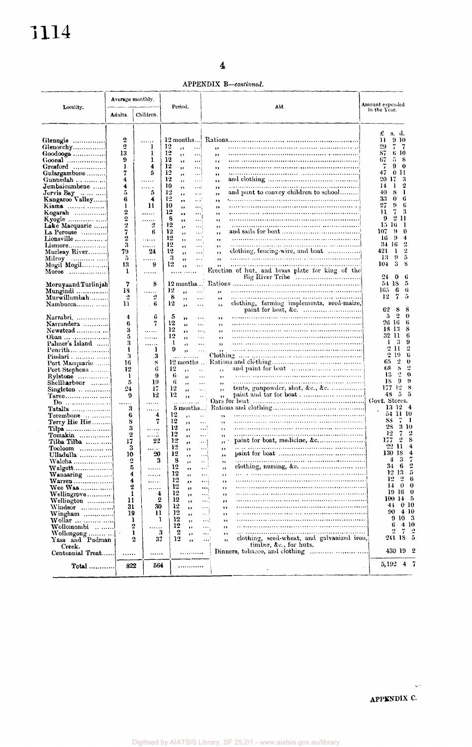APPENDIX B—*continued.*

| Locality. | Average monthly. | | Period. | Aid | Amount expended in the Year. |
|---|---|---|---|---|---|
| | Adults. | Children. | | | |
| | | | | | £ s. d. |
| Glenugie | 2 | ...... | 12 months... | Rations | 11 9 10 |
| Glenorchy | 2 | 1 | 12 „ | „ | 29 7 7 |
| Goodooga | 13 | 1 | 12 „ | „ | 87 6 10 |
| Goonal | 9 | 1 | 12 „ | „ | 67 5 8 |
| Gresford | 1 | 4 | 12 „ | „ | 7 9 0 |
| Gulargambone | 7 | 5 | 12 „ | „ | 47 0 11 |
| Gunnedah | 4 | ...... | 12 „ | „ and clothing | 20 17 3 |
| Jembaicumbene | 4 | ...... | 10 „ | „ | 14 1 2 |
| Jervis Bay | 5 | 5 | 12 „ | „ and punt to convey children to school | 40 8 1 |
| Kangaroo Valley | 6 | 4 | 12 „ | „ | 33 0 6 |
| Kiama | 1 | 11 | 10 „ | „ | 27 9 6 |
| Kogarah | 2 | ...... | 12 „ | „ | 11 7 3 |
| Kyogle | 2 | ...... | 8 „ | „ | 9 2 11 |
| Lake Macquarie | 2 | 2 | 12 „ | „ | 15 16 1 |
| La Perouse | 7 | 6 | 12 „ | „ and sails for boat | 107 9 0 |
| Lionsville | 2 | ...... | 12 „ | „ | 16 9 4 |
| Lismore | 3 | ...... | 12 „ | „ | 34 16 2 |
| Macleay River | 79 | 24 | 12 „ | „ clothing, fencing-wire, and boat | 421 1 2 |
| Milroy | 5 | ...... | 3 „ | „ | 13 9 5 |
| Mogil Mogil | 13 | 9 | 12 „ | „ | 104 3 8 |
| Moree | 1 | ...... | ...... | Erection of hut, and brass plate for king of the Big River Tribe | 24 0 6 |
| Moruya and Turlinjah | 7 | 8 | 12 months... | Rations | 54 18 5 |
| Mungindi | 18 | ...... | 12 „ | „ | 165 6 6 |
| Murwillumbah | 2 | 2 | 8 „ | „ | 12 7 5 |
| Nambucca | 11 | 6 | 12 „ | „ clothing, farming implements, seed-maize, paint for boat, &c. | 62 8 8 |
| Narrabri | 4 | 6 | 5 „ | „ | 5 2 0 |
| Narrandera | 6 | 7 | 12 „ | „ | 26 16 6 |
| Newstead | 3 | ...... | 12 „ | „ | 18 13 8 |
| Oban | 5 | ...... | 12 „ | „ | 32 11 6 |
| Palmer's Island | 3 | ...... | 1 „ | „ | 1 3 9 |
| Penrith | 1 | 1 | 9 „ | „ | 2 11 2 |
| Pindari | 3 | 3 | ...... | Clothing | 2 19 6 |
| Port Macquarie | 16 | 8 | 12 months... | Rations and clothing | 65 2 0 |
| Port Stephens | 12 | 6 | 12 „ | „ and paint for boat | 68 8 2 |
| Rylstone | 1 | 9 | 6 „ | „ | 13 2 0 |
| Shellharbour | 5 | 19 | 6 „ | „ | 18 9 9 |
| Singleton | 24 | 17 | 12 „ | „ tents, gunpowder, shot, &c., &c. | 177 12 8 |
| Taree | 9 | 12 | 12 „ | „ paint and tar for boat | 48 5 5 |
| Do | ...... | ...... | ...... | Oars for boat | Govt. Stores. |
| Tatalla | 3 | ...... | 5 months... | Rations and clothing | 13 12 4 |
| Terembone | 6 | 4 | 12 „ | „ | 54 11 10 |
| Terry Hie Hie | 8 | 7 | 12 „ | „ | 88 7 1 |
| Tilpa | 3 | ...... | 12 „ | „ | 28 3 10 |
| Tomakin | 2 | ...... | 12 „ | „ | 12 7 2 |
| Tilba Tilba | 17 | 22 | 12 „ | „ paint for boat, medicine, &c. | 177 2 8 |
| Tooloom | 3 | ...... | 12 „ | „ | 22 11 4 |
| Ulladulla | 10 | 20 | 12 „ | „ paint for boat | 130 18 4 |
| Walcha | 2 | 3 | 8 „ | „ | 4 3 7 |
| Walgett | 5 | ...... | 12 „ | „ clothing, nursing, &c. | 34 6 2 |
| Wanaaring | 4 | ...... | 12 „ | „ | 12 13 5 |
| Warren | 4 | ...... | 12 „ | „ | 12 2 6 |
| Wee Waa | 2 | ...... | 12 „ | „ | 14 0 0 |
| Wellingrove | 1 | 4 | 12 „ | „ | 19 16 0 |
| Wellington | 11 | 2 | 12 „ | „ | 100 14 5 |
| Windsor | 31 | 30 | 12 „ | „ | 44 0 10 |
| Wingham | 19 | 11 | 12 „ | „ | 90 4 10 |
| Wollar | 1 | 1 | 12 „ | „ | 9 10 3 |
| Wollomombi | 2 | ...... | 12 „ | „ | 6 4 10 |
| Wollongong | 1 | 3 | 2 „ | „ | 2 7 2 |
| Yass and Pudman Creek. | 2 | 37 | 12 „ | „ clothing, seed-wheat, and galvanized iron, timber, &c., for huts. | 241 18 5 |
| Centennial Treat | ...... | ...... | ...... | Dinners, tobacco, and clothing | 430 19 2 |
| **Total** | **822** | **564** | ...... | | 5,192 4 7 |

APPENDIX C.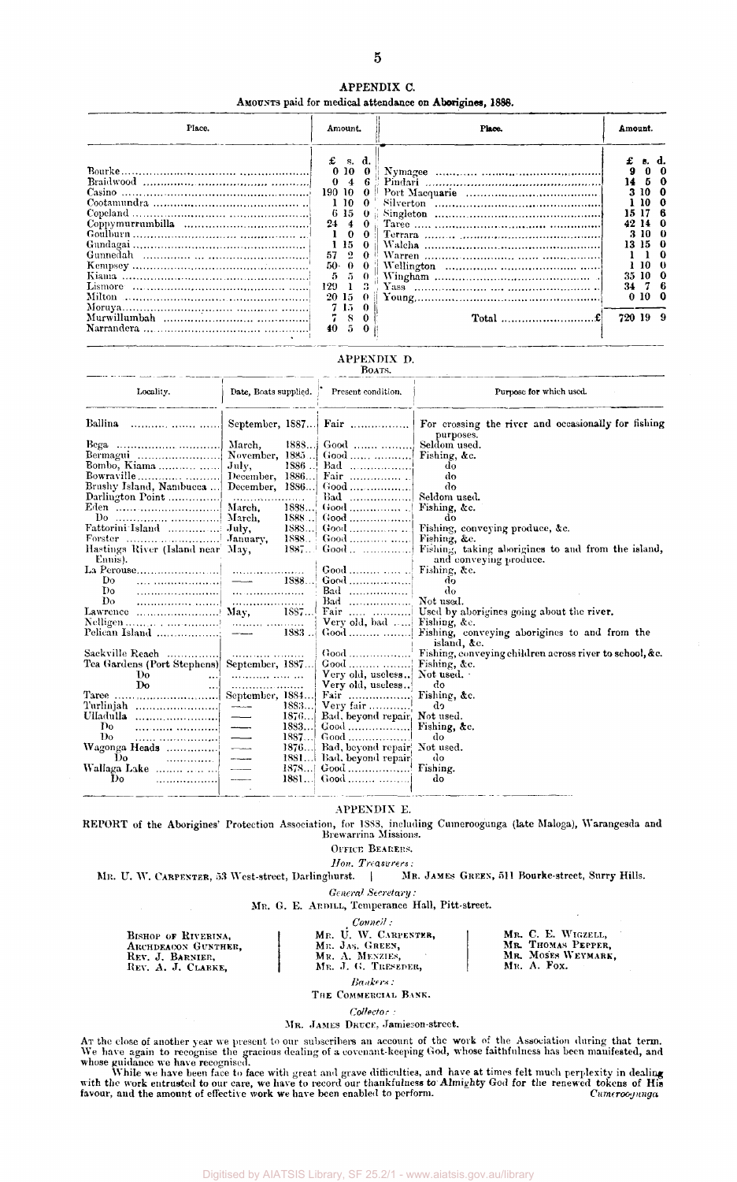## APPENDIX C.

AMOUNTS paid for medical attendance on Aborigines, 1888.

| Place. | Amount. | Place. | Amount. |
|---|---|---|---|
| | £ s. d. | | £ s. d. |
| Bourke | 0 10 0 | Nymagee | 9 0 0 |
| Braidwood | 0 4 6 | Pindari | 14 5 0 |
| Casino | 190 10 0 | Port Macquarie | 3 10 0 |
| Cootamundra | 1 10 0 | Silverton | 1 10 0 |
| Copeland | 6 15 0 | Singleton | 15 17 6 |
| Coppymurrumbilla | 24 4 0 | Taree | 42 14 0 |
| Goulburn | 1 0 0 | Terrara | 3 10 0 |
| Gundagai | 1 15 0 | Walcha | 13 15 0 |
| Gunnedah | 57 2 0 | Warren | 1 1 0 |
| Kempsey | 50 0 0 | Wellington | 1 10 0 |
| Kiama | 5 5 0 | Wingham | 35 10 0 |
| Lismore | 129 1 3 | Yass | 34 7 6 |
| Milton | 20 15 0 | Young | 0 10 0 |
| Moruya | 7 15 0 | | |
| Murwillumbah | 7 8 0 | Total £ | 720 19 9 |
| Narrandera | 40 5 0 | | |

## APPENDIX D.

BOATS.

| Locality. | Date, Boats supplied. | Present condition. | Purpose for which used. |
|---|---|---|---|
| Ballina | September, 1887 | Fair | For crossing the river and occasionally for fishing purposes. |
| Bega | March, 1888 | Good | Seldom used. |
| Bermagui | November, 1885 | Good | Fishing, &c. |
| Bombo, Kiama | July, 1886 | Bad | do |
| Bowraville | December, 1886 | Fair | do |
| Brushy Island, Nambucca | December, 1886 | Good | do |
| Darlington Point | | Bad | Seldom used. |
| Eden | March, 1888 | Good | Fishing, &c. |
| Do | March, 1888 | Good | do |
| Fattorini Island | July, 1888 | Good | Fishing, conveying produce, &c. |
| Forster | January, 1888 | Good | Fishing, &c. |
| Hastings River (Island near Ennis). | May, 1887 | Good | Fishing, taking aborigines to and from the island, and conveying produce. |
| La Perouse | | Good | Fishing, &c. |
| Do | — 1888 | Good | do |
| Do | | Bad | do |
| Do | | Bad | Not used. |
| Lawrence | May, 1887 | Fair | Used by aborigines going about the river. |
| Nelligen | | Very old, bad | Fishing, &c. |
| Pelican Island | — 1883 | Good | Fishing, conveying aborigines to and from the island, &c. |
| Sackville Reach | | Good | Fishing, conveying children across river to school, &c. |
| Tea Gardens (Port Stephens) | September, 1887 | Good | Fishing, &c. |
| Do | | Very old, useless | Not used. |
| Do | | Very old, useless | do |
| Taree | September, 1884 | Fair | Fishing, &c. |
| Turlinjah | — 1883 | Very fair | do |
| Ulladulla | — 1876 | Bad, beyond repair | Not used. |
| Do | — 1883 | Good | Fishing, &c. |
| Do | — 1887 | Good | do |
| Wagonga Heads | — 1876 | Bad, beyond repair | Not used. |
| Do | — 1881 | Bad, beyond repair | do |
| Wallaga Lake | — 1878 | Good | Fishing. |
| Do | — 1881 | Good | do |

## APPENDIX E.

REPORT of the Aborigines' Protection Association, for 1888, including Cumeroogunga (late Maloga), Warangesda and Brewarrina Missions.

OFFICE BEARERS.

*Hon. Treasurers:*

MR. U. W. CARPENTER, 53 West-street, Darlinghurst. | MR. JAMES GREEN, 511 Bourke-street, Surry Hills.

*General Secretary:*

MR. G. E. ARDILL, Temperance Hall, Pitt-street.

*Council:*

BISHOP OF RIVERINA,
ARCHDEACON GUNTHER,
REV. J. BARNIER,
REV. A. J. CLARKE,

MR. U. W. CARPENTER,
MR. JAS. GREEN,
MR. A. MENZIES,
MR. J. G. TRESEDER,

MR. C. E. WIGZELL,
MR. THOMAS PEPPER,
MR. MOSES WEYMARK,
MR. A. FOX.

*Bankers:*

THE COMMERCIAL BANK.

*Collector:*

MR. JAMES DRUCE, Jamieson-street.

AT the close of another year we present to our subscribers an account of the work of the Association during that term. We have again to recognise the gracious dealing of a covenant-keeping God, whose faithfulness has been manifested, and whose guidance we have recognised.

While we have been face to face with great and grave difficulties, and have at times felt much perplexity in dealing with the work entrusted to our care, we have to record our thankfulness to Almighty God for the renewed tokens of His favour, and the amount of effective work we have been enabled to perform. *Cumeroogunga*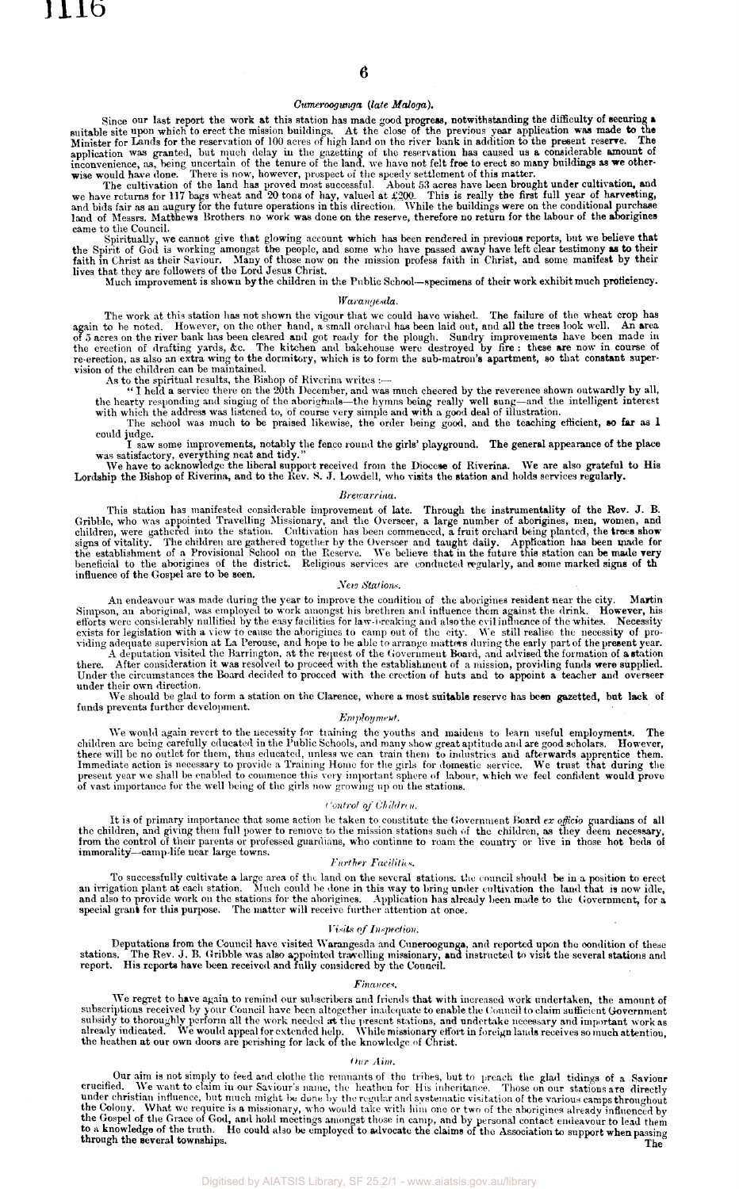### *Cumeroogunga (late Maloga).*

Since our last report the work at this station has made good progress, notwithstanding the difficulty of securing a suitable site upon which to erect the mission buildings. At the close of the previous year application was made to the Minister for Lands for the reservation of 100 acres of high land on the river bank in addition to the present reserve. The application was granted, but much delay in the gazetting of the reservation has caused us a considerable amount of inconvenience, as, being uncertain of the tenure of the land, we have not felt free to erect so many buildings as we otherwise would have done. There is now, however, prospect of the speedy settlement of this matter.

The cultivation of the land has proved most successful. About 53 acres have been brought under cultivation, and we have returns for 117 bags wheat and 20 tons of hay, valued at £200. This is really the first full year of harvesting, and bids fair as an augury for the future operations in this direction. While the buildings were on the conditional purchase land of Messrs. Matthews Brothers no work was done on the reserve, therefore no return for the labour of the aborigines came to the Council.

Spiritually, we cannot give that glowing account which has been rendered in previous reports, but we believe that the Spirit of God is working amongst the people, and some who have passed away have left clear testimony as to their faith in Christ as their Saviour. Many of those now on the mission profess faith in Christ, and some manifest by their lives that they are followers of the Lord Jesus Christ.

Much improvement is shown by the children in the Public School—specimens of their work exhibit much proficiency.

### *Warangesda.*

The work at this station has not shown the vigour that we could have wished. The failure of the wheat crop has again to be noted. However, on the other hand, a small orchard has been laid out, and all the trees look well. An area of 5 acres on the river bank has been cleared and got ready for the plough. Sundry improvements have been made in the erection of drafting yards, &c. The kitchen and bakehouse were destroyed by fire: these are now in course of re-erection, as also an extra wing to the dormitory, which is to form the sub-matron's apartment, so that constant supervision of the children can be maintained.

As to the spiritual results, the Bishop of Riverina writes :—

"I held a service there on the 20th December, and was much cheered by the reverence shown outwardly by all, the hearty responding and singing of the aborigines—the hymns being really well sung—and the intelligent interest with which the address was listened to, of course very simple and with a good deal of illustration.

The school was much to be praised likewise, the order being good, and the teaching efficient, so far as I could judge.

I saw some improvements, notably the fence round the girls' playground. The general appearance of the place was satisfactory, everything neat and tidy."

We have to acknowledge the liberal support received from the Diocese of Riverina. We are also grateful to His Lordship the Bishop of Riverina, and to the Rev. S. J. Lowdell, who visits the station and holds services regularly.

### *Brewarrina.*

This station has manifested considerable improvement of late. Through the instrumentality of the Rev. J. B. Gribble, who was appointed Travelling Missionary, and the Overseer, a large number of aborigines, men, women, and children, were gathered into the station. Cultivation has been commenced, a fruit orchard being planted, the trees show signs of vitality. The children are gathered together by the Overseer and taught daily. Application has been made for the establishment of a Provisional School on the Reserve. We believe that in the future this station can be made very beneficial to the aborigines of the district. Religious services are conducted regularly, and some marked signs of th influence of the Gospel are to be seen.

### *New Stations.*

An endeavour was made during the year to improve the condition of the aborigines resident near the city. Martin Simpson, an aboriginal, was employed to work amongst his brethren and influence them against the drink. However, his efforts were considerably nullified by the easy facilities for law-breaking and also the evil influence of the whites. Necessity exists for legislation with a view to cause the aborigines to camp out of the city. We still realise the necessity of providing adequate supervision at La Perouse, and hope to be able to arrange matters during the early part of the present year.

A deputation visited the Barrington, at the request of the Government Board, and advised the formation of a station there. After consideration it was resolved to proceed with the establishment of a mission, providing funds were supplied. Under the circumstances the Board decided to proceed with the erection of huts and to appoint a teacher and overseer under their own direction.

We should be glad to form a station on the Clarence, where a most suitable reserve has been gazetted, but lack of funds prevents further development.

### *Employment.*

We would again revert to the necessity for training the youths and maidens to learn useful employments. The children are being carefully educated in the Public Schools, and many show great aptitude and are good scholars. However, there will be no outlet for them, thus educated, unless we can train them to industries and afterwards apprentice them. Immediate action is necessary to provide a Training Home for the girls for domestic service. We trust that during the present year we shall be enabled to commence this very important sphere of labour, which we feel confident would prove of vast importance for the well being of the girls now growing up on the stations.

### *Control of Children.*

It is of primary importance that some action be taken to constitute the Government Board *ex officio* guardians of all the children, and giving them full power to remove to the mission stations such of the children, as they deem necessary, from the control of their parents or professed guardians, who continue to roam the country or live in those hot beds of immorality—camp-life near large towns.

### *Further Facilities.*

To successfully cultivate a large area of the land on the several stations, the council should be in a position to erect an irrigation plant at each station. Much could be done in this way to bring under cultivation the land that is now idle, and also to provide work on the stations for the aborigines. Application has already been made to the Government, for a special grant for this purpose. The matter will receive further attention at once.

### *Visits of Inspection.*

Deputations from the Council have visited Warangesda and Cuneroogunga, and reported upon the condition of these stations. The Rev. J. B. Gribble was also appointed travelling missionary, and instructed to visit the several stations and report. His reports have been received and fully considered by the Council.

### *Finances.*

We regret to have again to remind our subscribers and friends that with increased work undertaken, the amount of subscriptions received by your Council have been altogether inadequate to enable the Council to claim sufficient Government subsidy to thoroughly perform all the work needed at the present stations, and undertake necessary and important work as already indicated. We would appeal for extended help. While missionary effort in foreign lands receives so much attention, the heathen at our own doors are perishing for lack of the knowledge of Christ.

### *Our Aim.*

Our aim is not simply to feed and clothe the remnants of the tribes, but to preach the glad tidings of a Saviour crucified. We want to claim in our Saviour's name, the heathen for His inheritance. Those on our stations are directly under christian influence, but much might be done by the regular and systematic visitation of the various camps throughout the Colony. What we require is a missionary, who would take with him one or two of the aborigines already influenced by the Gospel of the Grace of God, and hold meetings amongst those in camp, and by personal contact endeavour to lead them to a knowledge of the truth. He could also be employed to advocate the claims of the Association to support when passing through the several townships.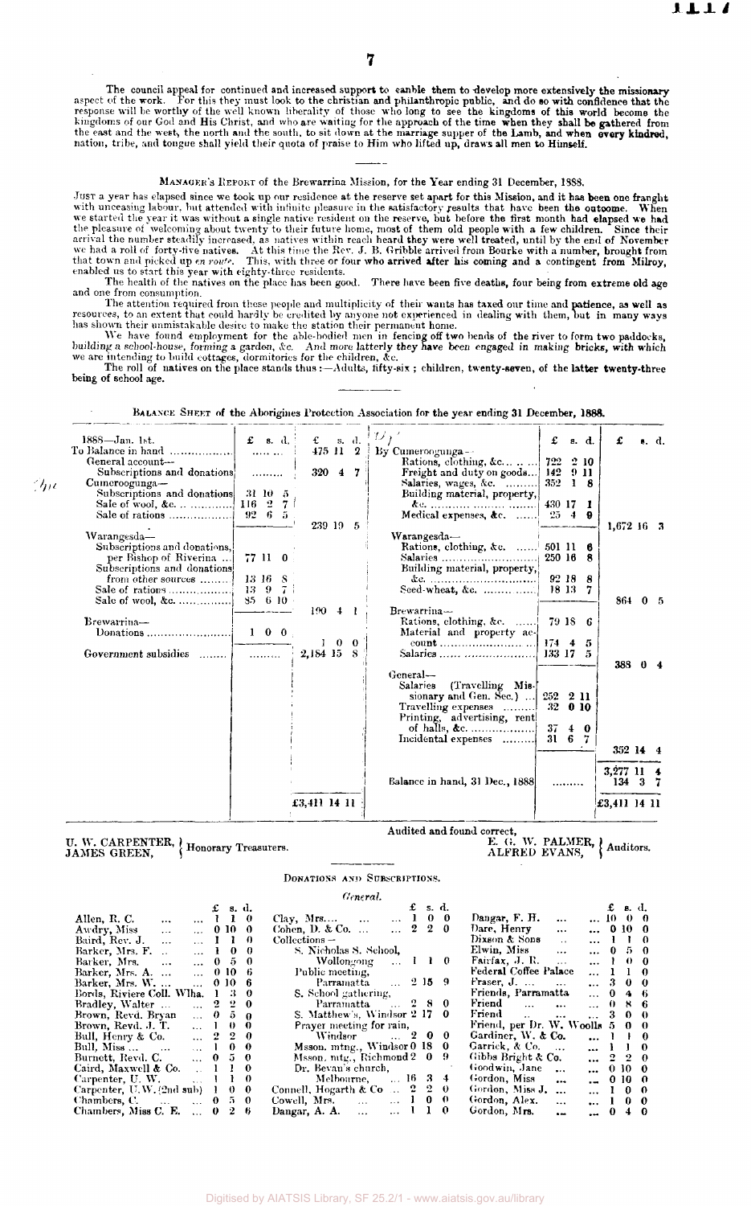The council appeal for continued and increased support to eanble them to develop more extensively the missionary aspect of the work. For this they must look to the christian and philanthropic public, and do so with confidence that the response will be worthy of the well known liberality of those who long to see the kingdoms of this world become the kingdoms of our God and His Christ, and who are waiting for the approach of the time when they shall be gathered from the east and the west, the north and the south, to sit down at the marriage supper of the Lamb, and when every kindred, nation, tribe, and tongue shall yield their quota of praise to Him who lifted up, draws all men to Himself.

---

MANAGER'S REPORT of the Brewarrina Mission, for the Year ending 31 December, 1888.

JUST a year has elapsed since we took up our residence at the reserve set apart for this Mission, and it has been one fraught with unceasing labour, but attended with infinite pleasure in the satisfactory results that have been the outcome. When we started the year it was without a single native resident on the reserve, but before the first month had elapsed we had the pleasure of welcoming about twenty to their future home, most of them old people with a few children. Since their arrival the number steadily increased, as natives within reach heard they were well treated, until by the end of November we had a roll of forty-five natives. At this time the Rev. J. B. Gribble arrived from Bourke with a number, brought from that town and picked up *en route*. This, with three or four who arrived after his coming and a contingent from Milroy, enabled us to start this year with eighty-three residents.

The health of the natives on the place has been good. There have been five deaths, four being from extreme old age and one from consumption.

The attention required from these people and multiplicity of their wants has taxed our time and patience, as well as resources, to an extent that could hardly be credited by anyone not experienced in dealing with them, but in many ways has shown their unmistakable desire to make the station their permanent home.

We have found employment for the able-bodied men in fencing off two bends of the river to form two paddocks, building a school-house, forming a garden, &c. And more latterly they have been engaged in making bricks, with which we are intending to build cottages, dormitories for the children, &c.

The roll of natives on the place stands thus:—Adults, fifty-six; children, twenty-seven, of the latter twenty-three being of school age.

---

BALANCE SHEET of the Aborigines Protection Association for the year ending 31 December, 1888.

| | £ s. d. | £ s. d. | | £ s. d. | £ s. d. |
|---|---|---|---|---|---|
| 1888—Jan. 1st. | | | *Cr.* | | |
| To Balance in hand | ...... | 475 11 2 | By Cumeroogunga— | | |
| General account— | | | Rations, clothing, &c. | 722 2 10 | |
| Subscriptions and donations | ........ | 320 4 7 | Freight and duty on goods | 142 9 11 | |
| Cumeroogunga— | | | Salaries, wages, &c. | 352 1 8 | |
| Subscriptions and donations | 31 10 5 | | Building material, property, &c. | 430 17 1 | |
| Sale of wool, &c. | 116 2 7 | | Medical expenses, &c. | 25 4 9 | |
| Sale of rations | 92 6 5 | | | | 1,672 16 3 |
| | | 239 19 5 | | | |
| Warangesda— | | | Warangesda— | | |
| Subscriptions and donations, per Bishop of Riverina | 77 11 0 | | Rations, clothing, &c. | 501 11 6 | |
| Subscriptions and donations from other sources | 13 16 8 | | Salaries | 250 16 8 | |
| Sale of rations | 13 9 7 | | Building material, property, &c. | 92 18 8 | |
| Sale of wool, &c. | 85 6 10 | | Seed-wheat, &c. | 18 13 7 | |
| | | 190 4 1 | | | 864 0 5 |
| Brewarrina— | | | Brewarrina— | | |
| Donations | 1 0 0 | | Rations, clothing, &c. | 79 18 6 | |
| | | 1 0 0 | Material and property account | 174 4 5 | |
| Government subsidies | ........ | 2,184 15 8 | Salaries | 133 17 5 | |
| | | | | | 388 0 4 |
| | | | General— | | |
| | | | Salaries (Travelling Missionary and Gen. Sec.) | 252 2 11 | |
| | | | Travelling expenses | 32 0 10 | |
| | | | Printing, advertising, rent of halls, &c. | 37 4 0 | |
| | | | Incidental expenses | 31 6 7 | |
| | | | | | 352 14 4 |
| | | | | | 3,277 11 4 |
| | | | Balance in hand, 31 Dec., 1888 | ........ | 134 3 7 |
| | | £3,411 14 11 | | | £3,411 14 11 |

U. W. CARPENTER, JAMES GREEN, } Honorary Treasurers.

Audited and found correct,
E. G. W. PALMER, ALFRED EVANS, } Auditors.

DONATIONS AND SUBSCRIPTIONS.

*General.*

| | £ s. d. |
|---|---|
| Allen, R. C. | 1 1 0 |
| Awdry, Miss | 0 10 0 |
| Baird, Rev. J. | 1 1 0 |
| Barker, Mrs. F. | 1 0 0 |
| Barker, Mrs. | 0 5 0 |
| Barker, Mrs. A. | 0 10 6 |
| Barker, Mrs. W. | 0 10 6 |
| Bords, Riviere Coll. Wlha. | 1 3 0 |
| Bradley, Walter | 2 2 0 |
| Brown, Revd. Bryan | 0 5 0 |
| Brown, Revd. J. T. | 1 0 0 |
| Bull, Henry & Co. | 2 2 0 |
| Bull, Miss | 1 0 0 |
| Burnett, Revd. C. | 0 5 0 |
| Caird, Maxwell & Co. | 1 1 0 |
| Carpenter, U. W. | 1 1 0 |
| Carpenter, U. W. (2nd sub) | 1 0 0 |
| Chambers, C. | 0 5 0 |
| Chambers, Miss C. E. | 0 2 6 |
| Clay, Mrs. | 1 0 0 |
| Cohen, D. & Co. | 2 2 0 |
| Collections— | |
| S. Nicholas S. School, Wollongong | 1 1 0 |
| Public meeting, Parramatta | 2 15 9 |
| S. School gathering, Parramatta | 2 8 0 |
| S. Matthew's, Windsor | 2 17 0 |
| Prayer meeting for rain, Windsor | 2 0 0 |
| Msson. mtng., Windsor | 0 18 0 |
| Msson. mtg., Richmond | 2 0 9 |
| Dr. Bevan's church, Melbourne | 16 3 4 |
| Connell, Hogarth & Co | 2 2 0 |
| Cowell, Mrs. | 1 0 0 |
| Dangar, A. A. | 1 1 0 |
| Dangar, F. H. | 10 0 0 |
| Dare, Henry | 0 10 0 |
| Dixson & Sons | 1 1 0 |
| Elwin, Miss | 0 5 0 |
| Fairfax, J. R. | 1 0 0 |
| Federal Coffee Palace | 1 1 0 |
| Fraser, J. | 3 0 0 |
| Friends, Parramatta | 0 4 6 |
| Friend | 0 8 6 |
| Friend | 3 0 0 |
| Friend, per Dr. W. Woolls | 5 0 0 |
| Gardiner, W. & Co. | 1 1 0 |
| Garrick, & Co. | 1 1 0 |
| Gibbs Bright & Co. | 2 2 0 |
| Goodwin, Jane | 0 10 0 |
| Gordon, Miss | 0 10 0 |
| Gordon, Miss J. | 1 0 0 |
| Gordon, Alex. | 1 0 0 |
| Gordon, Mrs. | 0 4 0 |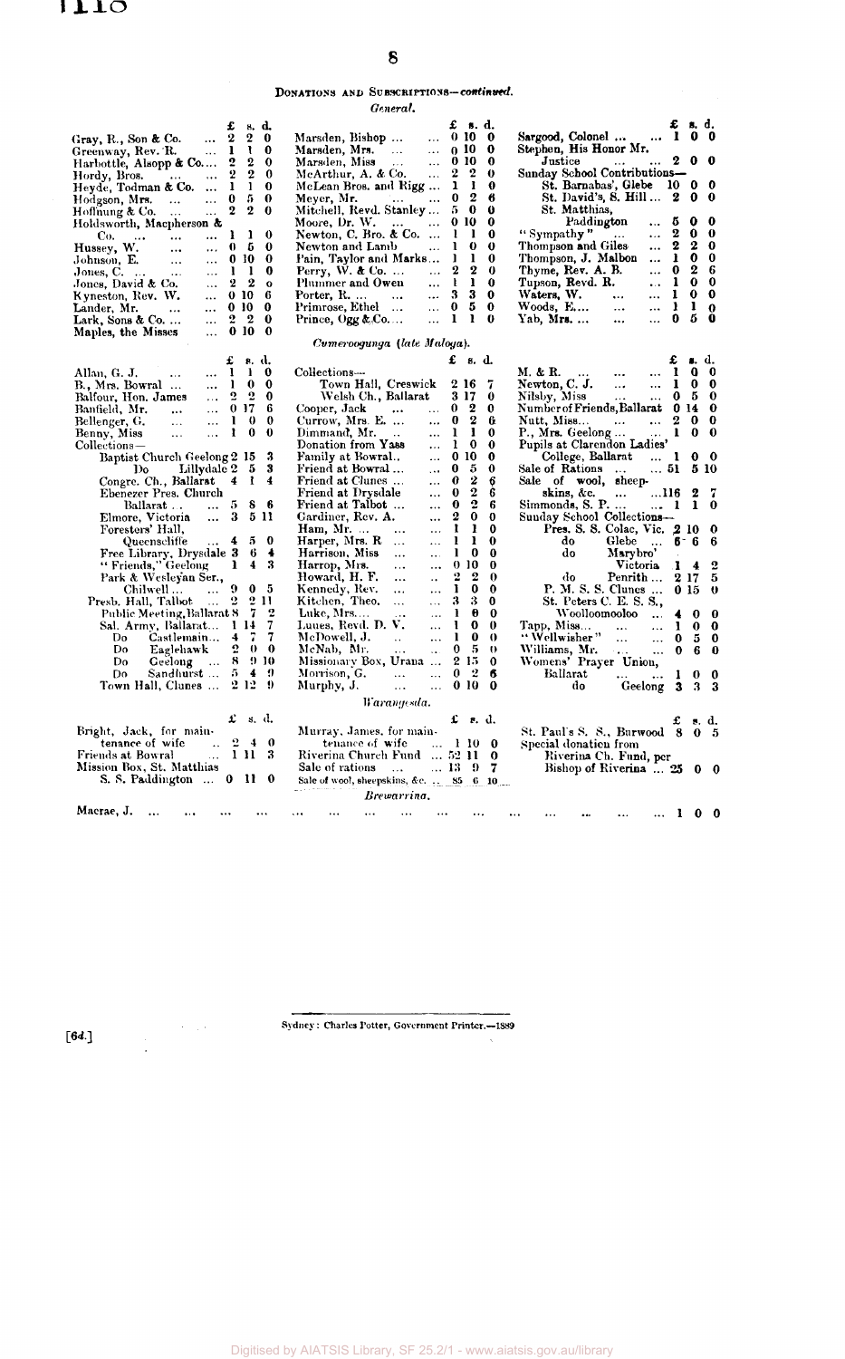## DONATIONS AND SUBSCRIPTIONS—*continued.*

### *General.*

| | £ | s. | d. |
|---|---|---|---|
| Gray, R., Son & Co. ... | 2 | 2 | 0 |
| Greenway, Rev. R. ... | 1 | 1 | 0 |
| Harbottle, Alsopp & Co.... | 2 | 2 | 0 |
| Hordy, Bros. ... ... | 2 | 2 | 0 |
| Heyde, Todman & Co. ... | 1 | 1 | 0 |
| Hodgson, Mrs. ... ... | 0 | 5 | 0 |
| Hoffnung & Co. ... ... | 2 | 2 | 0 |
| Holdsworth, Macpherson & Co. ... ... ... | 1 | 1 | 0 |
| Hussey, W. ... ... | 0 | 5 | 0 |
| Johnson, E. ... ... | 0 | 10 | 0 |
| Jones, C. ... ... ... | 1 | 1 | 0 |
| Jones, David & Co. ... | 2 | 2 | 0 |
| Kyneston, Rev. W. ... | 0 | 10 | 6 |
| Lander, Mr. ... ... | 0 | 10 | 0 |
| Lark, Sons & Co. ... | 2 | 2 | 0 |
| Maples, the Misses ... | 0 | 10 | 0 |
| Marsden, Bishop ... ... | 0 | 10 | 0 |
| Marsden, Mrs. ... ... | 0 | 10 | 0 |
| Marsden, Miss ... ... | 0 | 10 | 0 |
| McArthur, A. & Co. ... | 2 | 2 | 0 |
| McLean Bros. and Rigg ... | 1 | 1 | 0 |
| Meyer, Mr. ... ... | 0 | 2 | 6 |
| Mitchell, Revd. Stanley ... | 5 | 0 | 0 |
| Moore, Dr. W. ... ... | 0 | 10 | 0 |
| Newton, C. Bro. & Co. ... | 1 | 1 | 0 |
| Newton and Lamb ... | 1 | 0 | 0 |
| Pain, Taylor and Marks ... | 1 | 1 | 0 |
| Perry, W. & Co. ... ... | 2 | 2 | 0 |
| Plummer and Owen ... | 1 | 1 | 0 |
| Porter, R. ... ... ... | 3 | 3 | 0 |
| Primrose, Ethel ... ... | 0 | 5 | 0 |
| Prince, Ogg & Co. ... | 1 | 1 | 0 |
| Sargood, Colonel ... ... | 1 | 0 | 0 |
| Stephen, His Honor Mr. Justice ... ... | 2 | 0 | 0 |
| Sunday School Contributions— | | | |
| St. Barnabas', Glebe | 10 | 0 | 0 |
| St. David's, S. Hill ... | 2 | 0 | 0 |
| St. Matthias, Paddington ... | 5 | 0 | 0 |
| "Sympathy" ... ... | 2 | 0 | 0 |
| Thompson and Giles ... | 2 | 2 | 0 |
| Thompson, J. Malbon ... | 1 | 0 | 0 |
| Thyme, Rev. A. B. ... | 0 | 2 | 6 |
| Tupson, Revd. R. ... | 1 | 0 | 0 |
| Waters, W. ... ... | 1 | 0 | 0 |
| Woods, E.... ... ... | 1 | 1 | 0 |
| Yab, Mrs. ... ... ... | 0 | 5 | 0 |

### *Cumeroogunga (late Maloga).*

| | £ | s. | d. |
|---|---|---|---|
| Allan, G. J. ... ... | 1 | 1 | 0 |
| B., Mrs. Bowral ... ... | 1 | 0 | 0 |
| Balfour, Hon. James ... | 2 | 2 | 0 |
| Banfield, Mr. ... ... | 0 | 17 | 6 |
| Bellenger, G. ... ... | 1 | 0 | 0 |
| Benny, Miss ... ... | 1 | 0 | 0 |
| Collections— | | | |
| Baptist Church Geelong | 2 | 15 | 3 |
| Do Lillydale | 2 | 5 | 3 |
| Congre. Ch., Ballarat | 4 | 1 | 4 |
| Ebenezer Pres. Church Ballarat ... ... | 5 | 8 | 6 |
| Elmore, Victoria ... | 3 | 5 | 11 |
| Foresters' Hall, Queenscliffe ... | 4 | 5 | 0 |
| Free Library, Drysdale | 3 | 6 | 4 |
| "Friends," Geelong | 1 | 4 | 3 |
| Park & Wesleyan Ser., Chilwell ... ... | 9 | 0 | 5 |
| Presb. Hall, Talbot ... | 2 | 2 | 11 |
| Public Meeting, Ballarat | 8 | 7 | 2 |
| Sal. Army, Ballarat ... | 1 | 14 | 7 |
| Do Castlemain ... | 4 | 7 | 7 |
| Do Eaglehawk | 2 | 0 | 0 |
| Do Geelong ... | 8 | 9 | 10 |
| Do Sandhurst ... | 5 | 4 | 9 |
| Town Hall, Clunes ... | 2 | 12 | 9 |
| Collections— | | | |
| Town Hall, Creswick | 2 | 16 | 7 |
| Welsh Ch., Ballarat | 3 | 17 | 0 |
| Cooper, Jack ... ... | 0 | 2 | 0 |
| Currow, Mrs. E. ... ... | 0 | 2 | 6 |
| Dimmand, Mr. ... ... | 1 | 1 | 0 |
| Donation from Yass ... | 1 | 0 | 0 |
| Family at Bowral.. ... | 0 | 10 | 0 |
| Friend at Bowral ... ... | 0 | 5 | 0 |
| Friend at Clunes ... ... | 0 | 2 | 6 |
| Friend at Drysdale ... | 0 | 2 | 6 |
| Friend at Talbot ... ... | 0 | 2 | 6 |
| Gardiner, Rev. A. ... | 2 | 0 | 0 |
| Ham, Mr. ... ... ... | 1 | 1 | 0 |
| Harper, Mrs. R ... ... | 1 | 1 | 0 |
| Harrison, Miss ... ... | 1 | 0 | 0 |
| Harrop, Mrs. ... ... | 0 | 10 | 0 |
| Howard, H. F. ... ... | 2 | 2 | 0 |
| Kennedy, Rev. ... ... | 1 | 0 | 0 |
| Kitchen, Theo. ... ... | 3 | 3 | 0 |
| Luke, Mrs.... ... ... | 1 | 0 | 0 |
| Luues, Revd. D. V. ... | 1 | 0 | 0 |
| McDowell, J. ... ... | 1 | 0 | 0 |
| McNab, Mr. ... ... | 0 | 5 | 0 |
| Missionary Box, Urana ... | 2 | 15 | 0 |
| Morrison, G. ... ... | 0 | 2 | 6 |
| Murphy, J. ... ... | 0 | 10 | 0 |
| M. & R. ... ... ... | 1 | 0 | 0 |
| Newton, C. J. ... ... | 1 | 0 | 0 |
| Nilsby, Miss ... ... | 0 | 5 | 0 |
| Number of Friends, Ballarat | 0 | 14 | 0 |
| Nutt, Miss... ... ... | 2 | 0 | 0 |
| P., Mrs. Geelong ... ... | 1 | 0 | 0 |
| Pupils at Clarendon Ladies' College, Ballarat ... | 1 | 0 | 0 |
| Sale of Rations ... ... | 51 | 5 | 10 |
| Sale of wool, sheepskins, &c. ... ... | 116 | 2 | 7 |
| Simmonds, S. P. ... ... | 1 | 1 | 0 |
| Sunday School Collections— | | | |
| Pres. S. S. Colac, Vic. | 2 | 10 | 0 |
| do Glebe ... | 6 | 6 | 6 |
| do Marybro' Victoria | 1 | 4 | 2 |
| do Penrith ... | 2 | 17 | 5 |
| P. M. S. S. Clunes ... | 0 | 15 | 0 |
| St. Peters C. E. S. S., Woolloomooloo ... | 4 | 0 | 0 |
| Tapp, Miss... ... ... | 1 | 0 | 0 |
| "Wellwisher" ... ... | 0 | 5 | 0 |
| Williams, Mr. ... ... | 0 | 6 | 0 |
| Womens' Prayer Union, Ballarat ... ... | 1 | 0 | 0 |
| do Geelong | 3 | 3 | 3 |

### *Warangesda.*

| | £ | s. | d. |
|---|---|---|---|
| Bright, Jack, for maintenance of wife .. | 2 | 4 | 0 |
| Friends at Bowral ... | 1 | 11 | 3 |
| Mission Box, St. Matthias S. S. Paddington ... | 0 | 11 | 0 |
| Murray, James, for maintenance of wife ... | 1 | 10 | 0 |
| Riverina Church Fund ... | 52 | 11 | 0 |
| Sale of rations ... ... | 13 | 9 | 7 |
| Sale of wool, sheepskins, &c. ... | 85 | 6 | 10 |
| St. Paul's S. S., Burwood | 8 | 0 | 5 |
| Special donation from Riverina Ch. Fund, per Bishop of Riverina ... | 25 | 0 | 0 |

### *Brewarrina.*

| | £ | s. | d. |
|---|---|---|---|
| Macrae, J. ... ... ... ... | 1 | 0 | 0 |

[6d.]

Sydney: Charles Potter, Government Printer.—1889